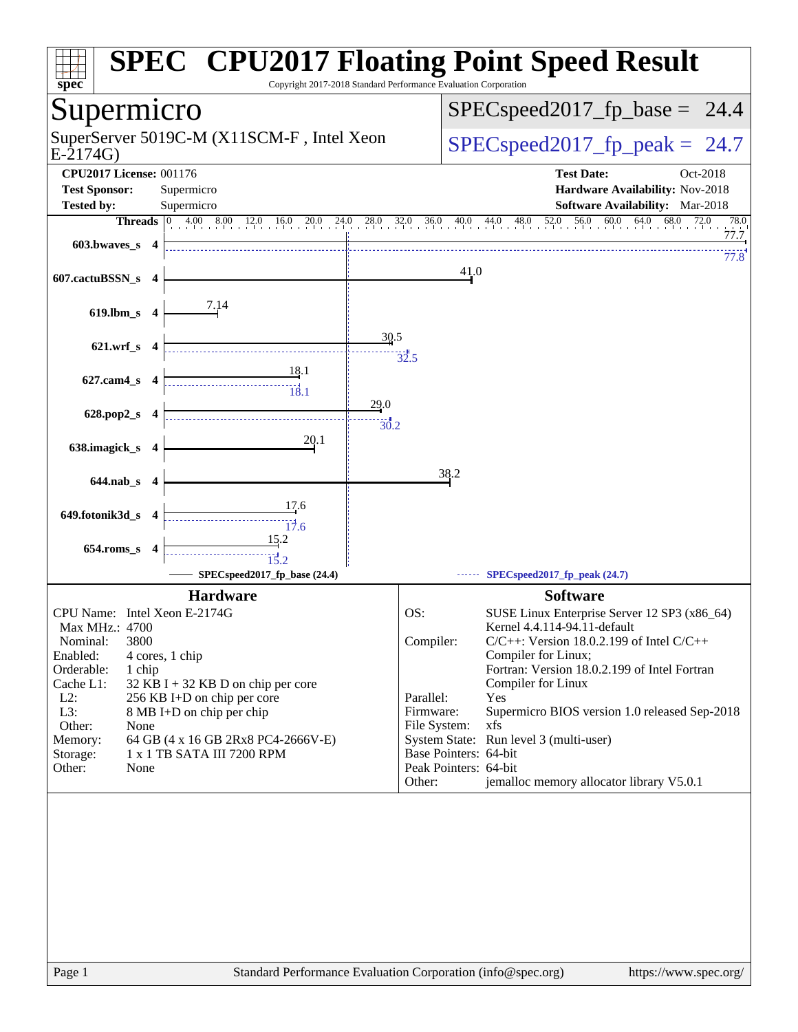# SPEC CPU2017 Floating Point Speed Result

Copyright 2017-2018 Standard Performance Evaluation Corporation

## Supermicro

SuperServer 5019C-M (X11SCM-F , Intel Xeon E-2174G)

SPECspeed2017_fp_base = 24.4

SPECspeed2017_fp_peak = 24.7

**CPU2017 License:** 001176
**Test Sponsor:** Supermicro
**Tested by:** Supermicro

**Test Date:** Oct-2018
**Hardware Availability:** Nov-2018
**Software Availability:** Mar-2018

| Benchmark | Threads | Base | Peak |
|---|---|---|---|
| 603.bwaves_s | 4 | 77.7 | 77.8 |
| 607.cactuBSSN_s | 4 | 41.0 | |
| 619.lbm_s | 4 | 7.14 | |
| 621.wrf_s | 4 | 30.5 | 32.5 |
| 627.cam4_s | 4 | 18.1 | 18.1 |
| 628.pop2_s | 4 | 29.0 | 30.2 |
| 638.imagick_s | 4 | 20.1 | |
| 644.nab_s | 4 | 38.2 | |
| 649.fotonik3d_s | 4 | 17.6 | 17.6 |
| 654.roms_s | 4 | 15.2 | 15.2 |

SPECspeed2017_fp_base (24.4) — SPECspeed2017_fp_peak (24.7)

### Hardware

| | |
|---|---|
| CPU Name: | Intel Xeon E-2174G |
| Max MHz.: | 4700 |
| Nominal: | 3800 |
| Enabled: | 4 cores, 1 chip |
| Orderable: | 1 chip |
| Cache L1: | 32 KB I + 32 KB D on chip per core |
| L2: | 256 KB I+D on chip per core |
| L3: | 8 MB I+D on chip per chip |
| Other: | None |
| Memory: | 64 GB (4 x 16 GB 2Rx8 PC4-2666V-E) |
| Storage: | 1 x 1 TB SATA III 7200 RPM |
| Other: | None |

### Software

| | |
|---|---|
| OS: | SUSE Linux Enterprise Server 12 SP3 (x86_64) Kernel 4.4.114-94.11-default |
| Compiler: | C/C++: Version 18.0.2.199 of Intel C/C++ Compiler for Linux; Fortran: Version 18.0.2.199 of Intel Fortran Compiler for Linux |
| Parallel: | Yes |
| Firmware: | Supermicro BIOS version 1.0 released Sep-2018 |
| File System: | xfs |
| System State: | Run level 3 (multi-user) |
| Base Pointers: | 64-bit |
| Peak Pointers: | 64-bit |
| Other: | jemalloc memory allocator library V5.0.1 |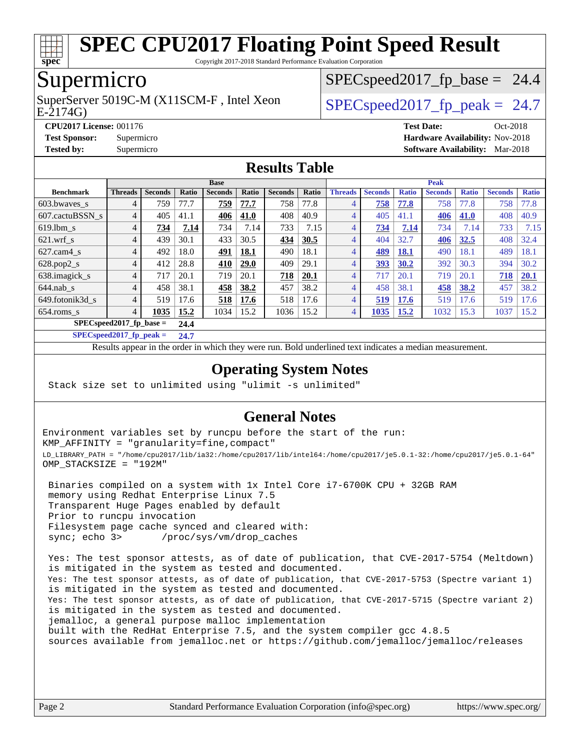# SPEC CPU2017 Floating Point Speed Result

Copyright 2017-2018 Standard Performance Evaluation Corporation

## Supermicro

SuperServer 5019C-M (X11SCM-F , Intel Xeon E-2174G)

SPECspeed2017_fp_base = 24.4

SPECspeed2017_fp_peak = 24.7

**CPU2017 License:** 001176
**Test Sponsor:** Supermicro
**Tested by:** Supermicro

**Test Date:** Oct-2018
**Hardware Availability:** Nov-2018
**Software Availability:** Mar-2018

## Results Table

| | Base | | | | | | | Peak | | | | | | |
|---|---|---|---|---|---|---|---|---|---|---|---|---|---|---|
| **Benchmark** | **Threads** | **Seconds** | **Ratio** | **Seconds** | **Ratio** | **Seconds** | **Ratio** | **Threads** | **Seconds** | **Ratio** | **Seconds** | **Ratio** | **Seconds** | **Ratio** |
| 603.bwaves_s | 4 | 759 | 77.7 | **759** | **77.7** | 758 | 77.8 | 4 | **758** | **77.8** | 758 | 77.8 | 758 | 77.8 |
| 607.cactuBSSN_s | 4 | 405 | 41.1 | **406** | **41.0** | 408 | 40.9 | 4 | 405 | 41.1 | **406** | **41.0** | 408 | 40.9 |
| 619.lbm_s | 4 | **734** | **7.14** | 734 | 7.14 | 733 | 7.15 | 4 | **734** | **7.14** | 734 | 7.14 | 733 | 7.15 |
| 621.wrf_s | 4 | 439 | 30.1 | 433 | 30.5 | **434** | **30.5** | 4 | 404 | 32.7 | **406** | **32.5** | 408 | 32.4 |
| 627.cam4_s | 4 | 492 | 18.0 | **491** | **18.1** | 490 | 18.1 | 4 | **489** | **18.1** | 490 | 18.1 | 489 | 18.1 |
| 628.pop2_s | 4 | 412 | 28.8 | **410** | **29.0** | 409 | 29.1 | 4 | **393** | **30.2** | 392 | 30.3 | 394 | 30.2 |
| 638.imagick_s | 4 | 717 | 20.1 | 719 | 20.1 | **718** | **20.1** | 4 | 717 | 20.1 | 719 | 20.1 | **718** | **20.1** |
| 644.nab_s | 4 | 458 | 38.1 | **458** | **38.2** | 457 | 38.2 | 4 | 458 | 38.1 | **458** | **38.2** | 457 | 38.2 |
| 649.fotonik3d_s | 4 | 519 | 17.6 | **518** | **17.6** | 518 | 17.6 | 4 | **519** | **17.6** | 519 | 17.6 | 519 | 17.6 |
| 654.roms_s | 4 | **1035** | **15.2** | 1034 | 15.2 | 1036 | 15.2 | 4 | **1035** | **15.2** | 1032 | 15.3 | 1037 | 15.2 |

**SPECspeed2017_fp_base = 24.4**

**SPECspeed2017_fp_peak = 24.7**

Results appear in the order in which they were run. Bold underlined text indicates a median measurement.

## Operating System Notes

```
Stack size set to unlimited using "ulimit -s unlimited"
```

## General Notes

```
Environment variables set by runcpu before the start of the run:
KMP_AFFINITY = "granularity=fine,compact"
LD_LIBRARY_PATH = "/home/cpu2017/lib/ia32:/home/cpu2017/lib/intel64:/home/cpu2017/je5.0.1-32:/home/cpu2017/je5.0.1-64"
OMP_STACKSIZE = "192M"

 Binaries compiled on a system with 1x Intel Core i7-6700K CPU + 32GB RAM
 memory using Redhat Enterprise Linux 7.5
 Transparent Huge Pages enabled by default
 Prior to runcpu invocation
 Filesystem page cache synced and cleared with:
 sync; echo 3>       /proc/sys/vm/drop_caches

 Yes: The test sponsor attests, as of date of publication, that CVE-2017-5754 (Meltdown)
 is mitigated in the system as tested and documented.
 Yes: The test sponsor attests, as of date of publication, that CVE-2017-5753 (Spectre variant 1)
 is mitigated in the system as tested and documented.
 Yes: The test sponsor attests, as of date of publication, that CVE-2017-5715 (Spectre variant 2)
 is mitigated in the system as tested and documented.
 jemalloc, a general purpose malloc implementation
 built with the RedHat Enterprise 7.5, and the system compiler gcc 4.8.5
 sources available from jemalloc.net or https://github.com/jemalloc/jemalloc/releases
```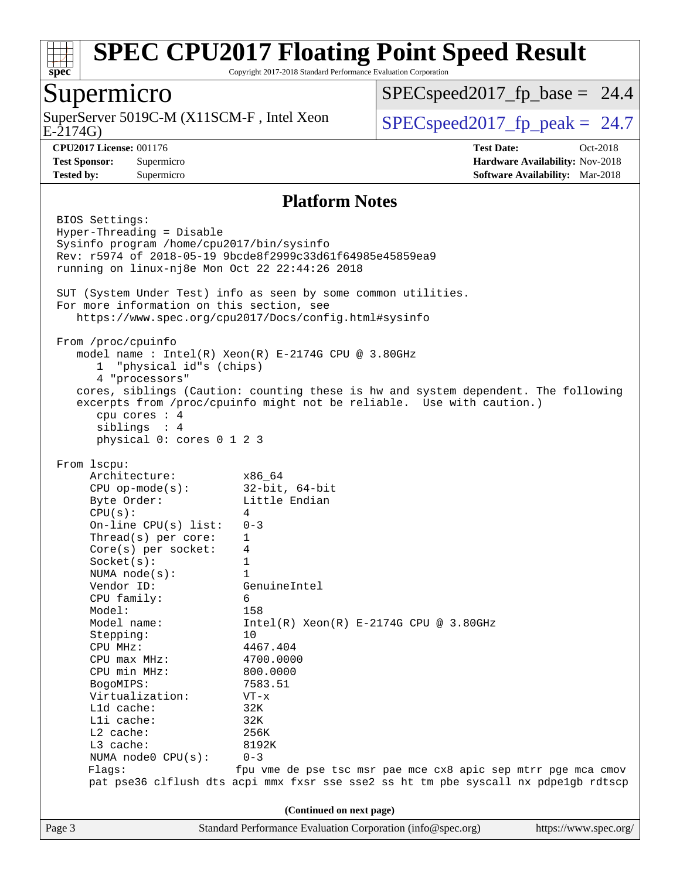# SPEC CPU2017 Floating Point Speed Result

Copyright 2017-2018 Standard Performance Evaluation Corporation

## Supermicro

SuperServer 5019C-M (X11SCM-F , Intel Xeon E-2174G)

SPECspeed2017_fp_base = 24.4

SPECspeed2017_fp_peak = 24.7

**CPU2017 License:** 001176
**Test Sponsor:** Supermicro
**Tested by:** Supermicro

**Test Date:** Oct-2018
**Hardware Availability:** Nov-2018
**Software Availability:** Mar-2018

### Platform Notes

```
BIOS Settings:
Hyper-Threading = Disable
Sysinfo program /home/cpu2017/bin/sysinfo
Rev: r5974 of 2018-05-19 9bcde8f2999c33d61f64985e45859ea9
running on linux-nj8e Mon Oct 22 22:44:26 2018

SUT (System Under Test) info as seen by some common utilities.
For more information on this section, see
   https://www.spec.org/cpu2017/Docs/config.html#sysinfo

From /proc/cpuinfo
   model name : Intel(R) Xeon(R) E-2174G CPU @ 3.80GHz
      1  "physical id"s (chips)
      4 "processors"
   cores, siblings (Caution: counting these is hw and system dependent. The following
   excerpts from /proc/cpuinfo might not be reliable.  Use with caution.)
      cpu cores : 4
      siblings  : 4
      physical 0: cores 0 1 2 3

From lscpu:
     Architecture:          x86_64
     CPU op-mode(s):        32-bit, 64-bit
     Byte Order:            Little Endian
     CPU(s):                4
     On-line CPU(s) list:   0-3
     Thread(s) per core:    1
     Core(s) per socket:    4
     Socket(s):             1
     NUMA node(s):          1
     Vendor ID:             GenuineIntel
     CPU family:            6
     Model:                 158
     Model name:            Intel(R) Xeon(R) E-2174G CPU @ 3.80GHz
     Stepping:              10
     CPU MHz:               4467.404
     CPU max MHz:           4700.0000
     CPU min MHz:           800.0000
     BogoMIPS:              7583.51
     Virtualization:        VT-x
     L1d cache:             32K
     L1i cache:             32K
     L2 cache:              256K
     L3 cache:              8192K
     NUMA node0 CPU(s):     0-3
     Flags:                 fpu vme de pse tsc msr pae mce cx8 apic sep mtrr pge mca cmov
     pat pse36 clflush dts acpi mmx fxsr sse sse2 ss ht tm pbe syscall nx pdpe1gb rdtscp
```

(Continued on next page)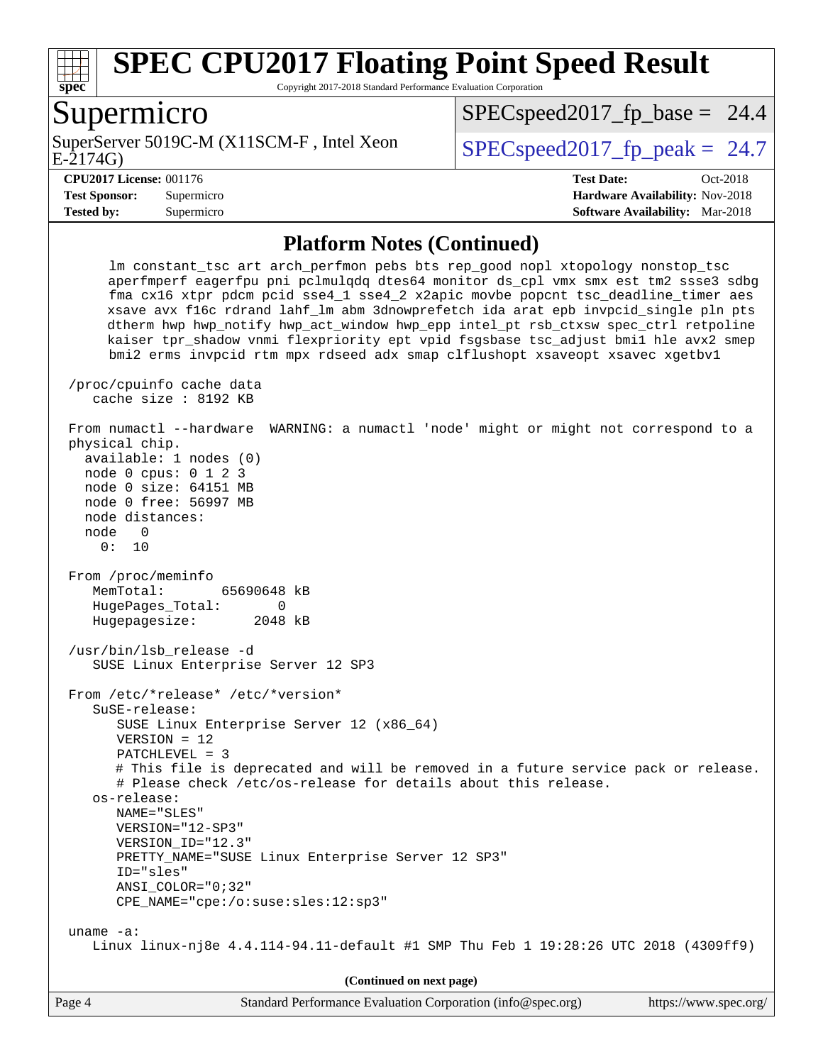## Platform Notes (Continued)

```
      lm constant_tsc art arch_perfmon pebs bts rep_good nopl xtopology nonstop_tsc
      aperfmperf eagerfpu pni pclmulqdq dtes64 monitor ds_cpl vmx smx est tm2 ssse3 sdbg
      fma cx16 xtpr pdcm pcid sse4_1 sse4_2 x2apic movbe popcnt tsc_deadline_timer aes
      xsave avx f16c rdrand lahf_lm abm 3dnowprefetch ida arat epb invpcid_single pln pts
      dtherm hwp hwp_notify hwp_act_window hwp_epp intel_pt rsb_ctxsw spec_ctrl retpoline
      kaiser tpr_shadow vnmi flexpriority ept vpid fsgsbase tsc_adjust bmi1 hle avx2 smep
      bmi2 erms invpcid rtm mpx rdseed adx smap clflushopt xsaveopt xsavec xgetbv1

 /proc/cpuinfo cache data
    cache size : 8192 KB

 From numactl --hardware  WARNING: a numactl 'node' might or might not correspond to a
 physical chip.
   available: 1 nodes (0)
   node 0 cpus: 0 1 2 3
   node 0 size: 64151 MB
   node 0 free: 56997 MB
   node distances:
   node   0
     0:  10

 From /proc/meminfo
    MemTotal:       65690648 kB
    HugePages_Total:       0
    Hugepagesize:       2048 kB

 /usr/bin/lsb_release -d
    SUSE Linux Enterprise Server 12 SP3

 From /etc/*release* /etc/*version*
    SuSE-release:
       SUSE Linux Enterprise Server 12 (x86_64)
       VERSION = 12
       PATCHLEVEL = 3
       # This file is deprecated and will be removed in a future service pack or release.
       # Please check /etc/os-release for details about this release.
    os-release:
       NAME="SLES"
       VERSION="12-SP3"
       VERSION_ID="12.3"
       PRETTY_NAME="SUSE Linux Enterprise Server 12 SP3"
       ID="sles"
       ANSI_COLOR="0;32"
       CPE_NAME="cpe:/o:suse:sles:12:sp3"

 uname -a:
    Linux linux-nj8e 4.4.114-94.11-default #1 SMP Thu Feb 1 19:28:26 UTC 2018 (4309ff9)
```

(Continued on next page)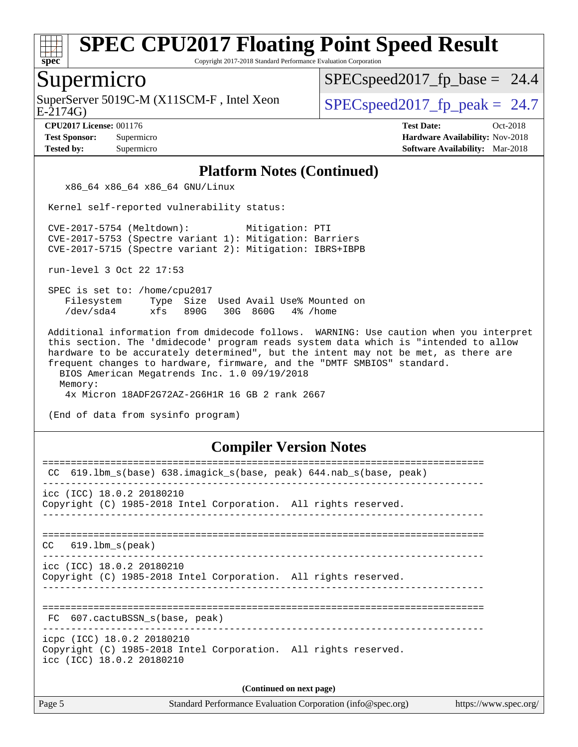# SPEC CPU2017 Floating Point Speed Result

Copyright 2017-2018 Standard Performance Evaluation Corporation

## Supermicro

SuperServer 5019C-M (X11SCM-F , Intel Xeon E-2174G)

SPECspeed2017_fp_base = 24.4

SPECspeed2017_fp_peak = 24.7

**CPU2017 License:** 001176
**Test Sponsor:** Supermicro
**Tested by:** Supermicro

**Test Date:** Oct-2018
**Hardware Availability:** Nov-2018
**Software Availability:** Mar-2018

### Platform Notes (Continued)

```
    x86_64 x86_64 x86_64 GNU/Linux

 Kernel self-reported vulnerability status:

 CVE-2017-5754 (Meltdown):          Mitigation: PTI
 CVE-2017-5753 (Spectre variant 1): Mitigation: Barriers
 CVE-2017-5715 (Spectre variant 2): Mitigation: IBRS+IBPB

 run-level 3 Oct 22 17:53

 SPEC is set to: /home/cpu2017
    Filesystem     Type  Size  Used Avail Use% Mounted on
    /dev/sda4      xfs   890G   30G  860G   4% /home

 Additional information from dmidecode follows.  WARNING: Use caution when you interpret
 this section. The 'dmidecode' program reads system data which is "intended to allow
 hardware to be accurately determined", but the intent may not be met, as there are
 frequent changes to hardware, firmware, and the "DMTF SMBIOS" standard.
   BIOS American Megatrends Inc. 1.0 09/19/2018
   Memory:
    4x Micron 18ADF2G72AZ-2G6H1R 16 GB 2 rank 2667

 (End of data from sysinfo program)
```

### Compiler Version Notes

```
==============================================================================
 CC  619.lbm_s(base) 638.imagick_s(base, peak) 644.nab_s(base, peak)
------------------------------------------------------------------------------
icc (ICC) 18.0.2 20180210
Copyright (C) 1985-2018 Intel Corporation.  All rights reserved.
------------------------------------------------------------------------------

==============================================================================
CC   619.lbm_s(peak)
------------------------------------------------------------------------------
icc (ICC) 18.0.2 20180210
Copyright (C) 1985-2018 Intel Corporation.  All rights reserved.
------------------------------------------------------------------------------

==============================================================================
 FC  607.cactuBSSN_s(base, peak)
------------------------------------------------------------------------------
icpc (ICC) 18.0.2 20180210
Copyright (C) 1985-2018 Intel Corporation.  All rights reserved.
icc (ICC) 18.0.2 20180210
```

**(Continued on next page)**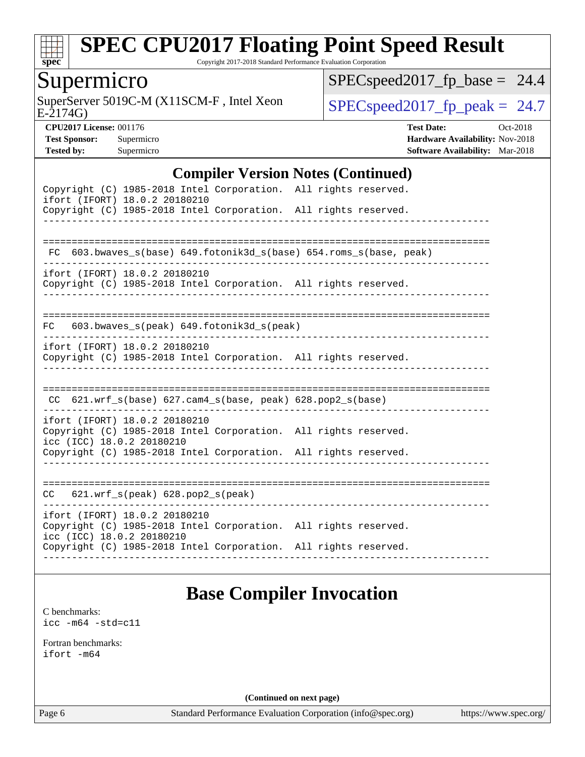# SPEC CPU2017 Floating Point Speed Result

Copyright 2017-2018 Standard Performance Evaluation Corporation

## Supermicro

SuperServer 5019C-M (X11SCM-F , Intel Xeon E-2174G)

SPECspeed2017_fp_base = 24.4

SPECspeed2017_fp_peak = 24.7

**CPU2017 License:** 001176
**Test Sponsor:** Supermicro
**Tested by:** Supermicro

**Test Date:** Oct-2018
**Hardware Availability:** Nov-2018
**Software Availability:** Mar-2018

## Compiler Version Notes (Continued)

```
Copyright (C) 1985-2018 Intel Corporation.  All rights reserved.
ifort (IFORT) 18.0.2 20180210
Copyright (C) 1985-2018 Intel Corporation.  All rights reserved.
------------------------------------------------------------------------------

==============================================================================
 FC  603.bwaves_s(base) 649.fotonik3d_s(base) 654.roms_s(base, peak)
------------------------------------------------------------------------------
ifort (IFORT) 18.0.2 20180210
Copyright (C) 1985-2018 Intel Corporation.  All rights reserved.
------------------------------------------------------------------------------

==============================================================================
FC   603.bwaves_s(peak) 649.fotonik3d_s(peak)
------------------------------------------------------------------------------
ifort (IFORT) 18.0.2 20180210
Copyright (C) 1985-2018 Intel Corporation.  All rights reserved.
------------------------------------------------------------------------------

==============================================================================
 CC  621.wrf_s(base) 627.cam4_s(base, peak) 628.pop2_s(base)
------------------------------------------------------------------------------
ifort (IFORT) 18.0.2 20180210
Copyright (C) 1985-2018 Intel Corporation.  All rights reserved.
icc (ICC) 18.0.2 20180210
Copyright (C) 1985-2018 Intel Corporation.  All rights reserved.
------------------------------------------------------------------------------

==============================================================================
CC   621.wrf_s(peak) 628.pop2_s(peak)
------------------------------------------------------------------------------
ifort (IFORT) 18.0.2 20180210
Copyright (C) 1985-2018 Intel Corporation.  All rights reserved.
icc (ICC) 18.0.2 20180210
Copyright (C) 1985-2018 Intel Corporation.  All rights reserved.
------------------------------------------------------------------------------
```

## Base Compiler Invocation

C benchmarks:
icc -m64 -std=c11

Fortran benchmarks:
ifort -m64

(Continued on next page)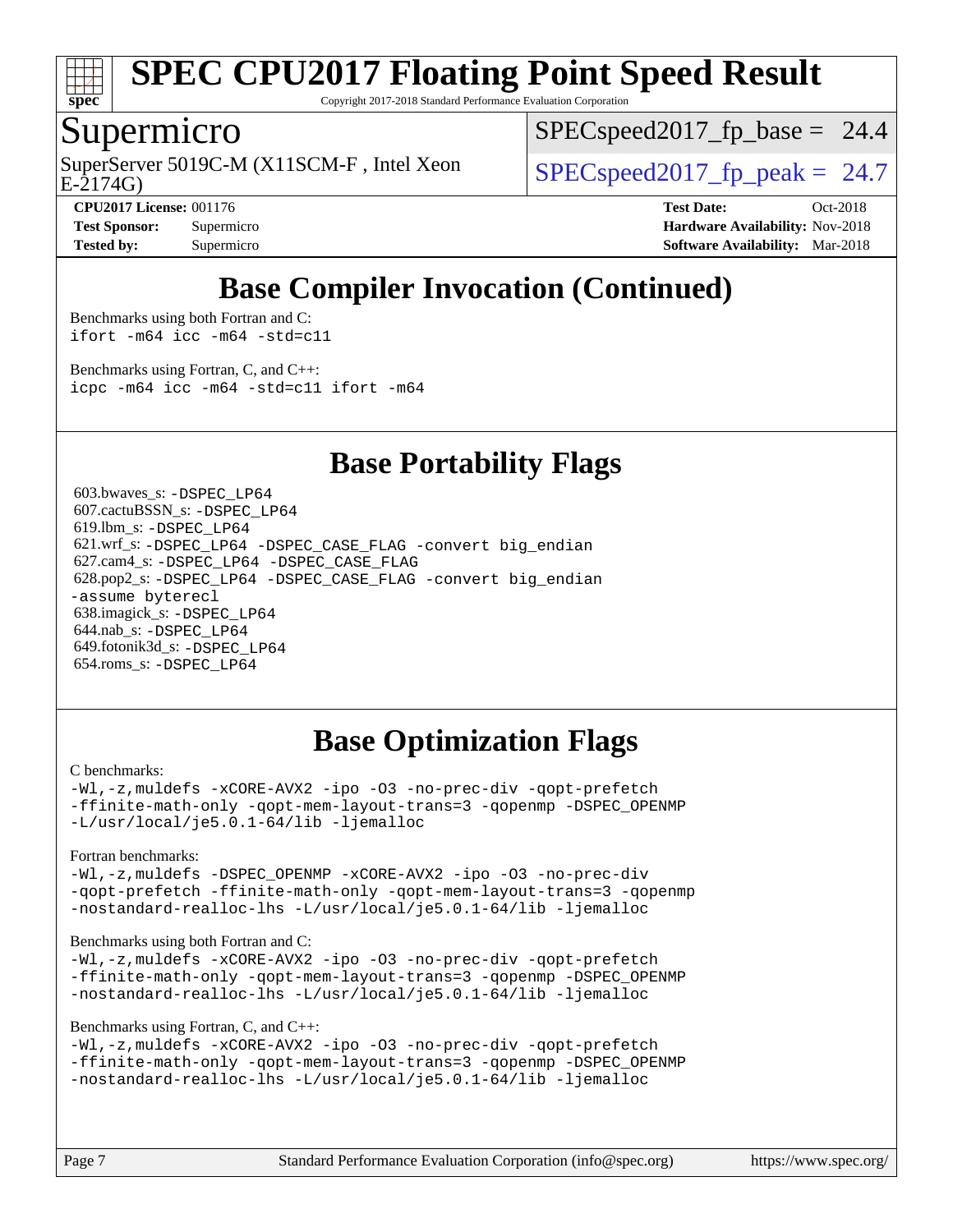## Base Compiler Invocation (Continued)

Benchmarks using both Fortran and C:
```
ifort -m64 icc -m64 -std=c11
```

Benchmarks using Fortran, C, and C++:
```
icpc -m64 icc -m64 -std=c11 ifort -m64
```

## Base Portability Flags

603.bwaves_s: `-DSPEC_LP64`
607.cactuBSSN_s: `-DSPEC_LP64`
619.lbm_s: `-DSPEC_LP64`
621.wrf_s: `-DSPEC_LP64 -DSPEC_CASE_FLAG -convert big_endian`
627.cam4_s: `-DSPEC_LP64 -DSPEC_CASE_FLAG`
628.pop2_s: `-DSPEC_LP64 -DSPEC_CASE_FLAG -convert big_endian -assume byterecl`
638.imagick_s: `-DSPEC_LP64`
644.nab_s: `-DSPEC_LP64`
649.fotonik3d_s: `-DSPEC_LP64`
654.roms_s: `-DSPEC_LP64`

## Base Optimization Flags

C benchmarks:
```
-Wl,-z,muldefs -xCORE-AVX2 -ipo -O3 -no-prec-div -qopt-prefetch
-ffinite-math-only -qopt-mem-layout-trans=3 -qopenmp -DSPEC_OPENMP
-L/usr/local/je5.0.1-64/lib -ljemalloc
```

Fortran benchmarks:
```
-Wl,-z,muldefs -DSPEC_OPENMP -xCORE-AVX2 -ipo -O3 -no-prec-div
-qopt-prefetch -ffinite-math-only -qopt-mem-layout-trans=3 -qopenmp
-nostandard-realloc-lhs -L/usr/local/je5.0.1-64/lib -ljemalloc
```

Benchmarks using both Fortran and C:
```
-Wl,-z,muldefs -xCORE-AVX2 -ipo -O3 -no-prec-div -qopt-prefetch
-ffinite-math-only -qopt-mem-layout-trans=3 -qopenmp -DSPEC_OPENMP
-nostandard-realloc-lhs -L/usr/local/je5.0.1-64/lib -ljemalloc
```

Benchmarks using Fortran, C, and C++:
```
-Wl,-z,muldefs -xCORE-AVX2 -ipo -O3 -no-prec-div -qopt-prefetch
-ffinite-math-only -qopt-mem-layout-trans=3 -qopenmp -DSPEC_OPENMP
-nostandard-realloc-lhs -L/usr/local/je5.0.1-64/lib -ljemalloc
```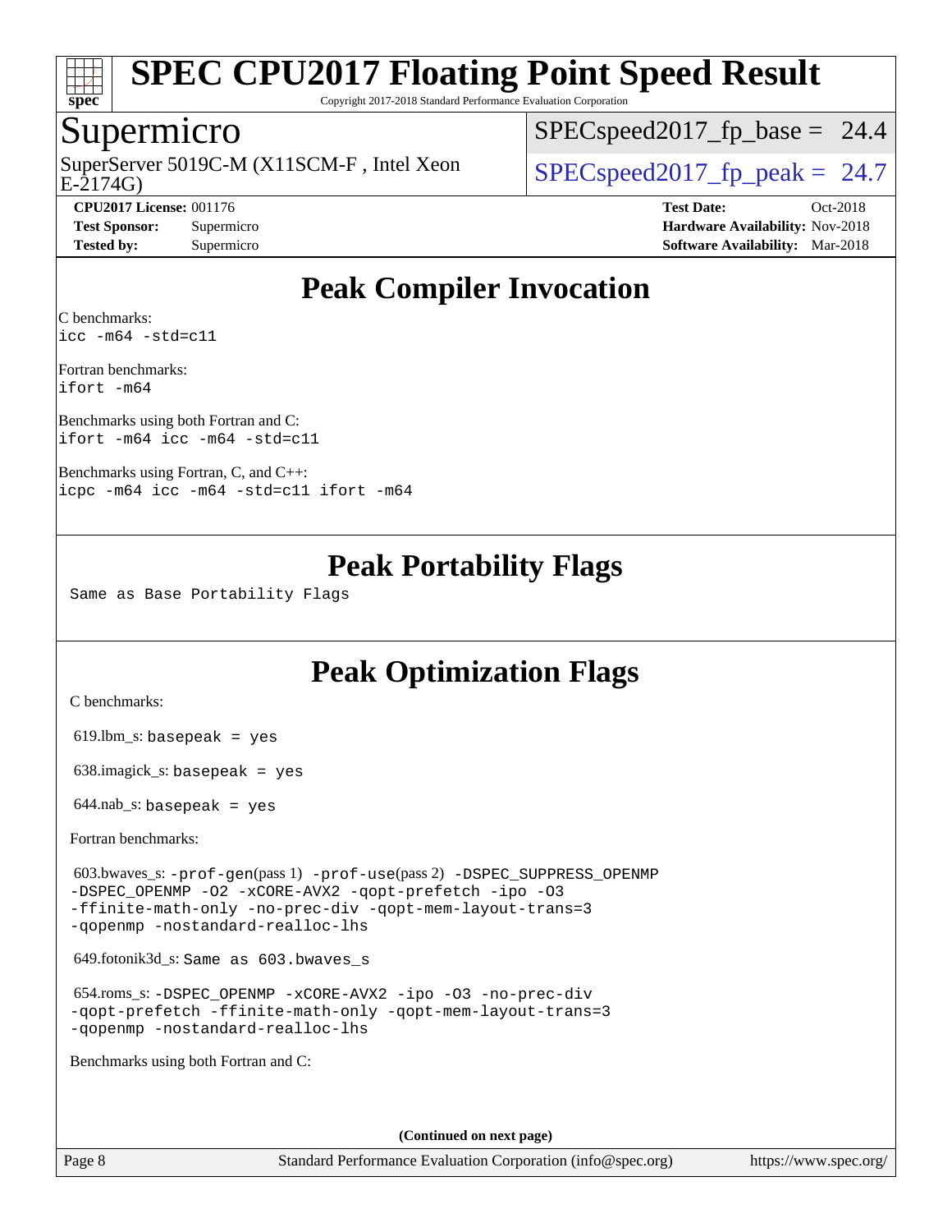# SPEC CPU2017 Floating Point Speed Result

Copyright 2017-2018 Standard Performance Evaluation Corporation

## Supermicro

SuperServer 5019C-M (X11SCM-F , Intel Xeon E-2174G)

SPECspeed2017_fp_base = 24.4

SPECspeed2017_fp_peak = 24.7

**CPU2017 License:** 001176
**Test Sponsor:** Supermicro
**Tested by:** Supermicro

**Test Date:** Oct-2018
**Hardware Availability:** Nov-2018
**Software Availability:** Mar-2018

## Peak Compiler Invocation

C benchmarks:
`icc -m64 -std=c11`

Fortran benchmarks:
`ifort -m64`

Benchmarks using both Fortran and C:
`ifort -m64 icc -m64 -std=c11`

Benchmarks using Fortran, C, and C++:
`icpc -m64 icc -m64 -std=c11 ifort -m64`

## Peak Portability Flags

Same as Base Portability Flags

## Peak Optimization Flags

C benchmarks:

619.lbm_s: `basepeak = yes`

638.imagick_s: `basepeak = yes`

644.nab_s: `basepeak = yes`

Fortran benchmarks:

603.bwaves_s: `-prof-gen`(pass 1) `-prof-use`(pass 2) `-DSPEC_SUPPRESS_OPENMP -DSPEC_OPENMP -O2 -xCORE-AVX2 -qopt-prefetch -ipo -O3 -ffinite-math-only -no-prec-div -qopt-mem-layout-trans=3 -qopenmp -nostandard-realloc-lhs`

649.fotonik3d_s: `Same as 603.bwaves_s`

654.roms_s: `-DSPEC_OPENMP -xCORE-AVX2 -ipo -O3 -no-prec-div -qopt-prefetch -ffinite-math-only -qopt-mem-layout-trans=3 -qopenmp -nostandard-realloc-lhs`

Benchmarks using both Fortran and C:

(Continued on next page)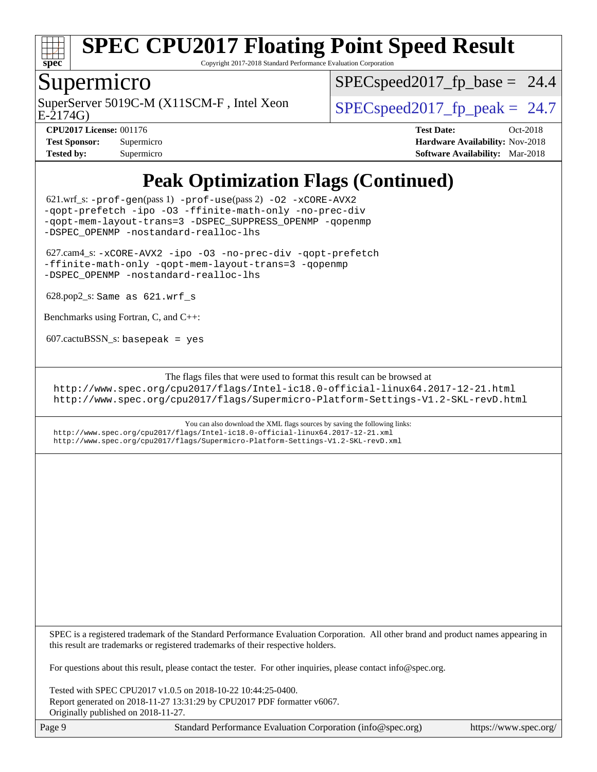# Peak Optimization Flags (Continued)

621.wrf_s: -prof-gen(pass 1) -prof-use(pass 2) -O2 -xCORE-AVX2 -qopt-prefetch -ipo -O3 -ffinite-math-only -no-prec-div -qopt-mem-layout-trans=3 -DSPEC_SUPPRESS_OPENMP -qopenmp -DSPEC_OPENMP -nostandard-realloc-lhs

627.cam4_s: -xCORE-AVX2 -ipo -O3 -no-prec-div -qopt-prefetch -ffinite-math-only -qopt-mem-layout-trans=3 -qopenmp -DSPEC_OPENMP -nostandard-realloc-lhs

628.pop2_s: Same as 621.wrf_s

Benchmarks using Fortran, C, and C++:

607.cactuBSSN_s: basepeak = yes

The flags files that were used to format this result can be browsed at
http://www.spec.org/cpu2017/flags/Intel-ic18.0-official-linux64.2017-12-21.html
http://www.spec.org/cpu2017/flags/Supermicro-Platform-Settings-V1.2-SKL-revD.html

You can also download the XML flags sources by saving the following links:
http://www.spec.org/cpu2017/flags/Intel-ic18.0-official-linux64.2017-12-21.xml
http://www.spec.org/cpu2017/flags/Supermicro-Platform-Settings-V1.2-SKL-revD.xml

SPEC is a registered trademark of the Standard Performance Evaluation Corporation. All other brand and product names appearing in this result are trademarks or registered trademarks of their respective holders.

For questions about this result, please contact the tester. For other inquiries, please contact info@spec.org.

Tested with SPEC CPU2017 v1.0.5 on 2018-10-22 10:44:25-0400.
Report generated on 2018-11-27 13:31:29 by CPU2017 PDF formatter v6067.
Originally published on 2018-11-27.